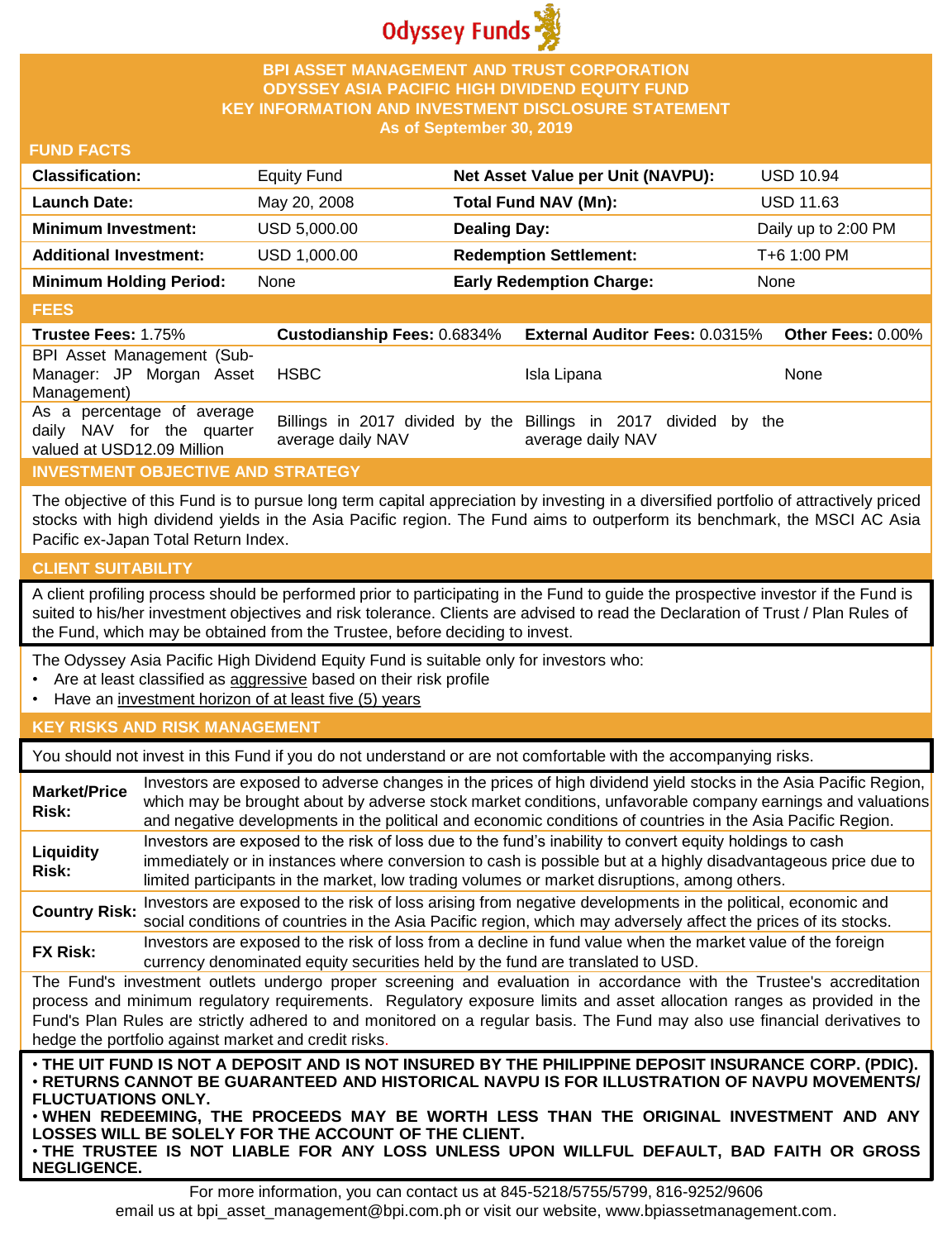Odyssey Funds

# BPI ASSET MANAGEMENT AND TRUST CORPORATION
# ODYSSEY ASIA PACIFIC HIGH DIVIDEND EQUITY FUND
## KEY INFORMATION AND INVESTMENT DISCLOSURE STATEMENT
### As of September 30, 2019

## FUND FACTS

| | | | |
|---|---|---|---|
| **Classification:** | Equity Fund | **Net Asset Value per Unit (NAVPU):** | USD 10.94 |
| **Launch Date:** | May 20, 2008 | **Total Fund NAV (Mn):** | USD 11.63 |
| **Minimum Investment:** | USD 5,000.00 | **Dealing Day:** | Daily up to 2:00 PM |
| **Additional Investment:** | USD 1,000.00 | **Redemption Settlement:** | T+6 1:00 PM |
| **Minimum Holding Period:** | None | **Early Redemption Charge:** | None |

## FEES

| **Trustee Fees:** 1.75% | **Custodianship Fees:** 0.6834% | **External Auditor Fees:** 0.0315% | **Other Fees:** 0.00% |
|---|---|---|---|
| BPI Asset Management (Sub-Manager: JP Morgan Asset Management) | HSBC | Isla Lipana | None |
| As a percentage of average daily NAV for the quarter valued at USD12.09 Million | Billings in 2017 divided by the average daily NAV | Billings in 2017 divided by the average daily NAV | |

## INVESTMENT OBJECTIVE AND STRATEGY

The objective of this Fund is to pursue long term capital appreciation by investing in a diversified portfolio of attractively priced stocks with high dividend yields in the Asia Pacific region. The Fund aims to outperform its benchmark, the MSCI AC Asia Pacific ex-Japan Total Return Index.

## CLIENT SUITABILITY

A client profiling process should be performed prior to participating in the Fund to guide the prospective investor if the Fund is suited to his/her investment objectives and risk tolerance. Clients are advised to read the Declaration of Trust / Plan Rules of the Fund, which may be obtained from the Trustee, before deciding to invest.

The Odyssey Asia Pacific High Dividend Equity Fund is suitable only for investors who:

- Are at least classified as aggressive based on their risk profile
- Have an investment horizon of at least five (5) years

## KEY RISKS AND RISK MANAGEMENT

You should not invest in this Fund if you do not understand or are not comfortable with the accompanying risks.

**Market/Price Risk:** Investors are exposed to adverse changes in the prices of high dividend yield stocks in the Asia Pacific Region, which may be brought about by adverse stock market conditions, unfavorable company earnings and valuations and negative developments in the political and economic conditions of countries in the Asia Pacific Region.

**Liquidity Risk:** Investors are exposed to the risk of loss due to the fund's inability to convert equity holdings to cash immediately or in instances where conversion to cash is possible but at a highly disadvantageous price due to limited participants in the market, low trading volumes or market disruptions, among others.

**Country Risk:** Investors are exposed to the risk of loss arising from negative developments in the political, economic and social conditions of countries in the Asia Pacific region, which may adversely affect the prices of its stocks.

**FX Risk:** Investors are exposed to the risk of loss from a decline in fund value when the market value of the foreign currency denominated equity securities held by the fund are translated to USD.

The Fund's investment outlets undergo proper screening and evaluation in accordance with the Trustee's accreditation process and minimum regulatory requirements. Regulatory exposure limits and asset allocation ranges as provided in the Fund's Plan Rules are strictly adhered to and monitored on a regular basis. The Fund may also use financial derivatives to hedge the portfolio against market and credit risks.

**• THE UIT FUND IS NOT A DEPOSIT AND IS NOT INSURED BY THE PHILIPPINE DEPOSIT INSURANCE CORP. (PDIC).**
**• RETURNS CANNOT BE GUARANTEED AND HISTORICAL NAVPU IS FOR ILLUSTRATION OF NAVPU MOVEMENTS/ FLUCTUATIONS ONLY.**
**• WHEN REDEEMING, THE PROCEEDS MAY BE WORTH LESS THAN THE ORIGINAL INVESTMENT AND ANY LOSSES WILL BE SOLELY FOR THE ACCOUNT OF THE CLIENT.**
**• THE TRUSTEE IS NOT LIABLE FOR ANY LOSS UNLESS UPON WILLFUL DEFAULT, BAD FAITH OR GROSS NEGLIGENCE.**

For more information, you can contact us at 845-5218/5755/5799, 816-9252/9606
email us at bpi_asset_management@bpi.com.ph or visit our website, www.bpiassetmanagement.com.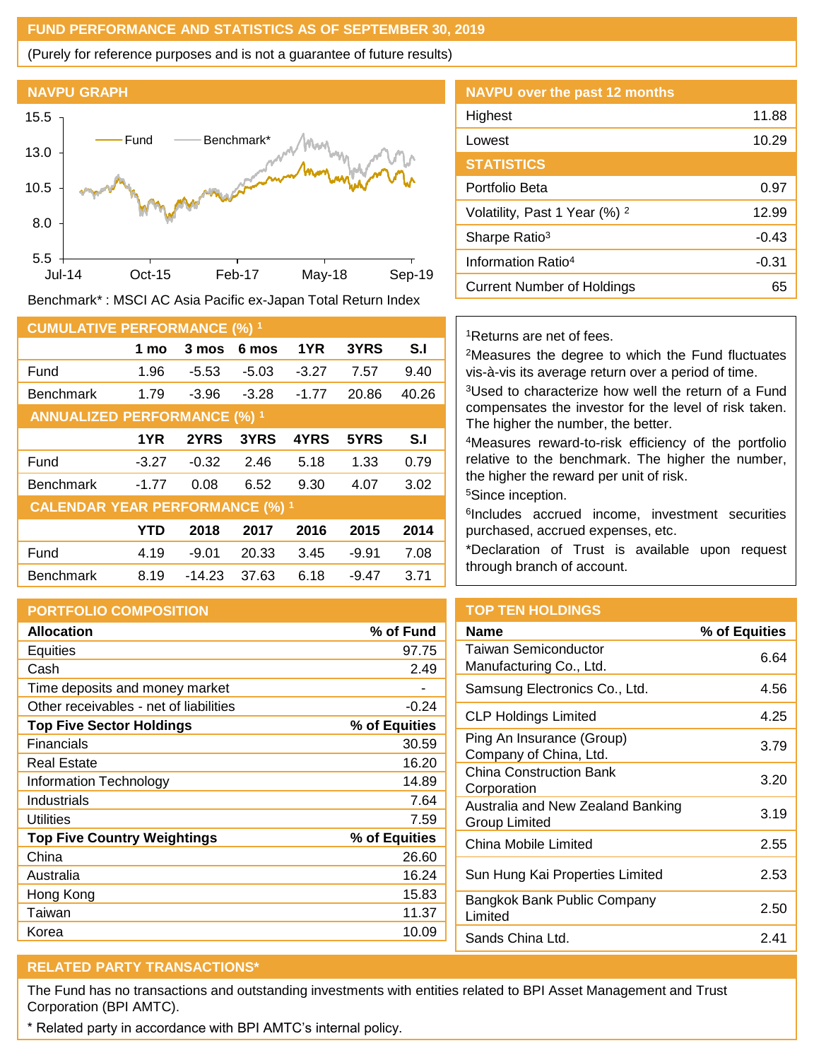## FUND PERFORMANCE AND STATISTICS AS OF SEPTEMBER 30, 2019

(Purely for reference purposes and is not a guarantee of future results)

### NAVPU GRAPH

Benchmark* : MSCI AC Asia Pacific ex-Japan Total Return Index

### NAVPU over the past 12 months

| | |
|---|---|
| Highest | 11.88 |
| Lowest | 10.29 |

### STATISTICS

| | |
|---|---|
| Portfolio Beta | 0.97 |
| Volatility, Past 1 Year (%) [2] | 12.99 |
| Sharpe Ratio[3] | -0.43 |
| Information Ratio[4] | -0.31 |
| Current Number of Holdings | 65 |

### CUMULATIVE PERFORMANCE (%) [1]

| | 1 mo | 3 mos | 6 mos | 1YR | 3YRS | S.I |
|---|---|---|---|---|---|---|
| Fund | 1.96 | -5.53 | -5.03 | -3.27 | 7.57 | 9.40 |
| Benchmark | 1.79 | -3.96 | -3.28 | -1.77 | 20.86 | 40.26 |

### ANNUALIZED PERFORMANCE (%) [1]

| | 1YR | 2YRS | 3YRS | 4YRS | 5YRS | S.I |
|---|---|---|---|---|---|---|
| Fund | -3.27 | -0.32 | 2.46 | 5.18 | 1.33 | 0.79 |
| Benchmark | -1.77 | 0.08 | 6.52 | 9.30 | 4.07 | 3.02 |

### CALENDAR YEAR PERFORMANCE (%) [1]

| | YTD | 2018 | 2017 | 2016 | 2015 | 2014 |
|---|---|---|---|---|---|---|
| Fund | 4.19 | -9.01 | 20.33 | 3.45 | -9.91 | 7.08 |
| Benchmark | 8.19 | -14.23 | 37.63 | 6.18 | -9.47 | 3.71 |

[1]Returns are net of fees.

[2]Measures the degree to which the Fund fluctuates vis-à-vis its average return over a period of time.

[3]Used to characterize how well the return of a Fund compensates the investor for the level of risk taken. The higher the number, the better.

[4]Measures reward-to-risk efficiency of the portfolio relative to the benchmark. The higher the number, the higher the reward per unit of risk.

[5]Since inception.

[6]Includes accrued income, investment securities purchased, accrued expenses, etc.

*Declaration of Trust is available upon request through branch of account.

### PORTFOLIO COMPOSITION

| Allocation | % of Fund |
|---|---|
| Equities | 97.75 |
| Cash | 2.49 |
| Time deposits and money market | - |
| Other receivables - net of liabilities | -0.24 |
| **Top Five Sector Holdings** | **% of Equities** |
| Financials | 30.59 |
| Real Estate | 16.20 |
| Information Technology | 14.89 |
| Industrials | 7.64 |
| Utilities | 7.59 |
| **Top Five Country Weightings** | **% of Equities** |
| China | 26.60 |
| Australia | 16.24 |
| Hong Kong | 15.83 |
| Taiwan | 11.37 |
| Korea | 10.09 |

### TOP TEN HOLDINGS

| Name | % of Equities |
|---|---|
| Taiwan Semiconductor Manufacturing Co., Ltd. | 6.64 |
| Samsung Electronics Co., Ltd. | 4.56 |
| CLP Holdings Limited | 4.25 |
| Ping An Insurance (Group) Company of China, Ltd. | 3.79 |
| China Construction Bank Corporation | 3.20 |
| Australia and New Zealand Banking Group Limited | 3.19 |
| China Mobile Limited | 2.55 |
| Sun Hung Kai Properties Limited | 2.53 |
| Bangkok Bank Public Company Limited | 2.50 |
| Sands China Ltd. | 2.41 |

### RELATED PARTY TRANSACTIONS*

The Fund has no transactions and outstanding investments with entities related to BPI Asset Management and Trust Corporation (BPI AMTC).

\* Related party in accordance with BPI AMTC's internal policy.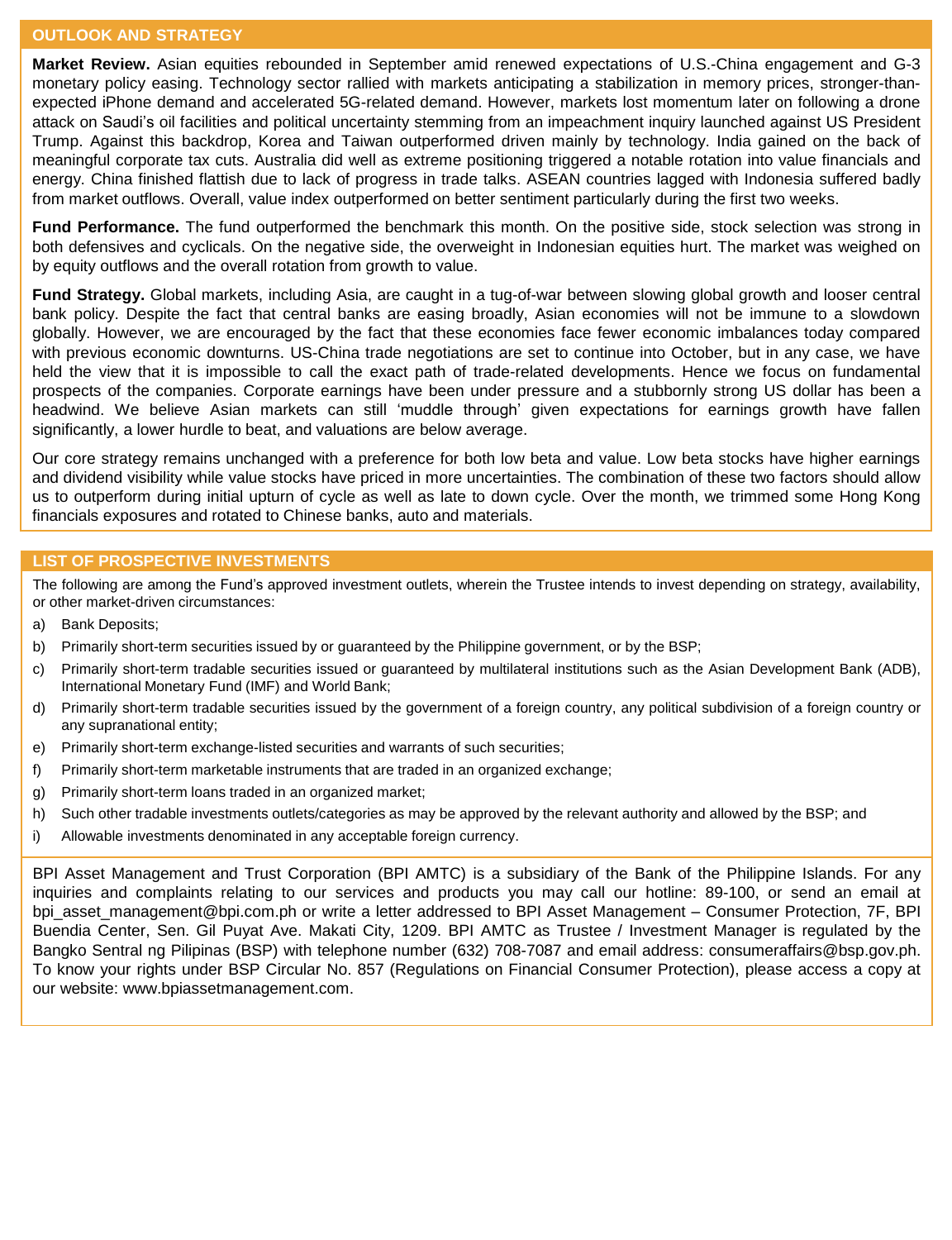## OUTLOOK AND STRATEGY

**Market Review.** Asian equities rebounded in September amid renewed expectations of U.S.-China engagement and G-3 monetary policy easing. Technology sector rallied with markets anticipating a stabilization in memory prices, stronger-than-expected iPhone demand and accelerated 5G-related demand. However, markets lost momentum later on following a drone attack on Saudi's oil facilities and political uncertainty stemming from an impeachment inquiry launched against US President Trump. Against this backdrop, Korea and Taiwan outperformed driven mainly by technology. India gained on the back of meaningful corporate tax cuts. Australia did well as extreme positioning triggered a notable rotation into value financials and energy. China finished flattish due to lack of progress in trade talks. ASEAN countries lagged with Indonesia suffered badly from market outflows. Overall, value index outperformed on better sentiment particularly during the first two weeks.

**Fund Performance.** The fund outperformed the benchmark this month. On the positive side, stock selection was strong in both defensives and cyclicals. On the negative side, the overweight in Indonesian equities hurt. The market was weighed on by equity outflows and the overall rotation from growth to value.

**Fund Strategy.** Global markets, including Asia, are caught in a tug-of-war between slowing global growth and looser central bank policy. Despite the fact that central banks are easing broadly, Asian economies will not be immune to a slowdown globally. However, we are encouraged by the fact that these economies face fewer economic imbalances today compared with previous economic downturns. US-China trade negotiations are set to continue into October, but in any case, we have held the view that it is impossible to call the exact path of trade-related developments. Hence we focus on fundamental prospects of the companies. Corporate earnings have been under pressure and a stubbornly strong US dollar has been a headwind. We believe Asian markets can still 'muddle through' given expectations for earnings growth have fallen significantly, a lower hurdle to beat, and valuations are below average.

Our core strategy remains unchanged with a preference for both low beta and value. Low beta stocks have higher earnings and dividend visibility while value stocks have priced in more uncertainties. The combination of these two factors should allow us to outperform during initial upturn of cycle as well as late to down cycle. Over the month, we trimmed some Hong Kong financials exposures and rotated to Chinese banks, auto and materials.

## LIST OF PROSPECTIVE INVESTMENTS

The following are among the Fund's approved investment outlets, wherein the Trustee intends to invest depending on strategy, availability, or other market-driven circumstances:

a) Bank Deposits;
b) Primarily short-term securities issued by or guaranteed by the Philippine government, or by the BSP;
c) Primarily short-term tradable securities issued or guaranteed by multilateral institutions such as the Asian Development Bank (ADB), International Monetary Fund (IMF) and World Bank;
d) Primarily short-term tradable securities issued by the government of a foreign country, any political subdivision of a foreign country or any supranational entity;
e) Primarily short-term exchange-listed securities and warrants of such securities;
f) Primarily short-term marketable instruments that are traded in an organized exchange;
g) Primarily short-term loans traded in an organized market;
h) Such other tradable investments outlets/categories as may be approved by the relevant authority and allowed by the BSP; and
i) Allowable investments denominated in any acceptable foreign currency.

BPI Asset Management and Trust Corporation (BPI AMTC) is a subsidiary of the Bank of the Philippine Islands. For any inquiries and complaints relating to our services and products you may call our hotline: 89-100, or send an email at bpi_asset_management@bpi.com.ph or write a letter addressed to BPI Asset Management – Consumer Protection, 7F, BPI Buendia Center, Sen. Gil Puyat Ave. Makati City, 1209. BPI AMTC as Trustee / Investment Manager is regulated by the Bangko Sentral ng Pilipinas (BSP) with telephone number (632) 708-7087 and email address: consumeraffairs@bsp.gov.ph. To know your rights under BSP Circular No. 857 (Regulations on Financial Consumer Protection), please access a copy at our website: www.bpiassetmanagement.com.